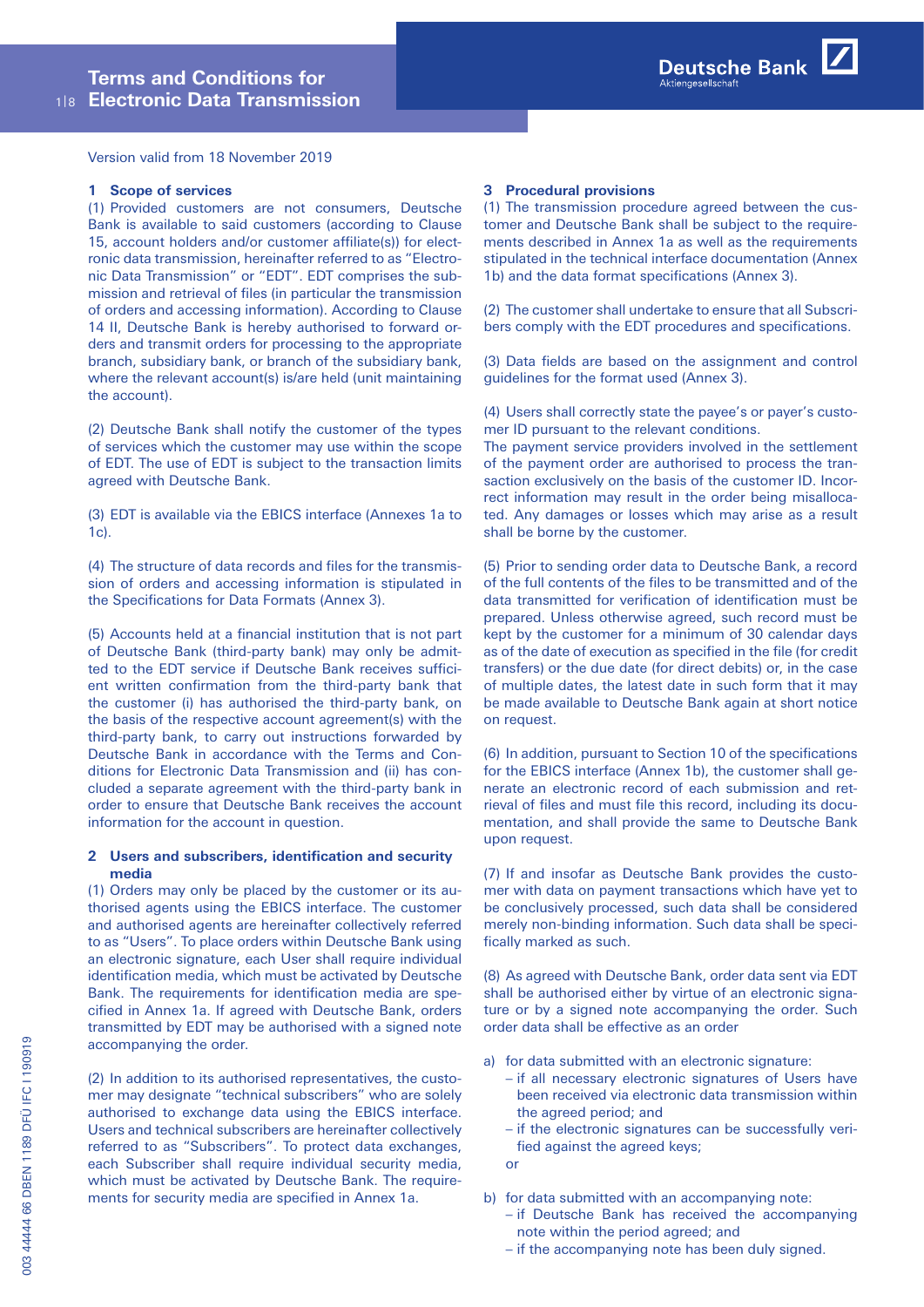# Terms and Conditions for Electronic Data Transmission

Deutsche Bank
Aktiengesellschaft

Version valid from 18 November 2019

## 1 Scope of services

(1) Provided customers are not consumers, Deutsche Bank is available to said customers (according to Clause 15, account holders and/or customer affiliate(s)) for electronic data transmission, hereinafter referred to as "Electronic Data Transmission" or "EDT". EDT comprises the submission and retrieval of files (in particular the transmission of orders and accessing information). According to Clause 14 II, Deutsche Bank is hereby authorised to forward orders and transmit orders for processing to the appropriate branch, subsidiary bank, or branch of the subsidiary bank, where the relevant account(s) is/are held (unit maintaining the account).

(2) Deutsche Bank shall notify the customer of the types of services which the customer may use within the scope of EDT. The use of EDT is subject to the transaction limits agreed with Deutsche Bank.

(3) EDT is available via the EBICS interface (Annexes 1a to 1c).

(4) The structure of data records and files for the transmission of orders and accessing information is stipulated in the Specifications for Data Formats (Annex 3).

(5) Accounts held at a financial institution that is not part of Deutsche Bank (third-party bank) may only be admitted to the EDT service if Deutsche Bank receives sufficient written confirmation from the third-party bank that the customer (i) has authorised the third-party bank, on the basis of the respective account agreement(s) with the third-party bank, to carry out instructions forwarded by Deutsche Bank in accordance with the Terms and Conditions for Electronic Data Transmission and (ii) has concluded a separate agreement with the third-party bank in order to ensure that Deutsche Bank receives the account information for the account in question.

## 2 Users and subscribers, identification and security media

(1) Orders may only be placed by the customer or its authorised agents using the EBICS interface. The customer and authorised agents are hereinafter collectively referred to as "Users". To place orders within Deutsche Bank using an electronic signature, each User shall require individual identification media, which must be activated by Deutsche Bank. The requirements for identification media are specified in Annex 1a. If agreed with Deutsche Bank, orders transmitted by EDT may be authorised with a signed note accompanying the order.

(2) In addition to its authorised representatives, the customer may designate "technical subscribers" who are solely authorised to exchange data using the EBICS interface. Users and technical subscribers are hereinafter collectively referred to as "Subscribers". To protect data exchanges, each Subscriber shall require individual security media, which must be activated by Deutsche Bank. The requirements for security media are specified in Annex 1a.

## 3 Procedural provisions

(1) The transmission procedure agreed between the customer and Deutsche Bank shall be subject to the requirements described in Annex 1a as well as the requirements stipulated in the technical interface documentation (Annex 1b) and the data format specifications (Annex 3).

(2) The customer shall undertake to ensure that all Subscribers comply with the EDT procedures and specifications.

(3) Data fields are based on the assignment and control guidelines for the format used (Annex 3).

(4) Users shall correctly state the payee's or payer's customer ID pursuant to the relevant conditions.
The payment service providers involved in the settlement of the payment order are authorised to process the transaction exclusively on the basis of the customer ID. Incorrect information may result in the order being misallocated. Any damages or losses which may arise as a result shall be borne by the customer.

(5) Prior to sending order data to Deutsche Bank, a record of the full contents of the files to be transmitted and of the data transmitted for verification of identification must be prepared. Unless otherwise agreed, such record must be kept by the customer for a minimum of 30 calendar days as of the date of execution as specified in the file (for credit transfers) or the due date (for direct debits) or, in the case of multiple dates, the latest date in such form that it may be made available to Deutsche Bank again at short notice on request.

(6) In addition, pursuant to Section 10 of the specifications for the EBICS interface (Annex 1b), the customer shall generate an electronic record of each submission and retrieval of files and must file this record, including its documentation, and shall provide the same to Deutsche Bank upon request.

(7) If and insofar as Deutsche Bank provides the customer with data on payment transactions which have yet to be conclusively processed, such data shall be considered merely non-binding information. Such data shall be specifically marked as such.

(8) As agreed with Deutsche Bank, order data sent via EDT shall be authorised either by virtue of an electronic signature or by a signed note accompanying the order. Such order data shall be effective as an order

a) for data submitted with an electronic signature:
   - if all necessary electronic signatures of Users have been received via electronic data transmission within the agreed period; and
   - if the electronic signatures can be successfully verified against the agreed keys;

   or

b) for data submitted with an accompanying note:
   - if Deutsche Bank has received the accompanying note within the period agreed; and
   - if the accompanying note has been duly signed.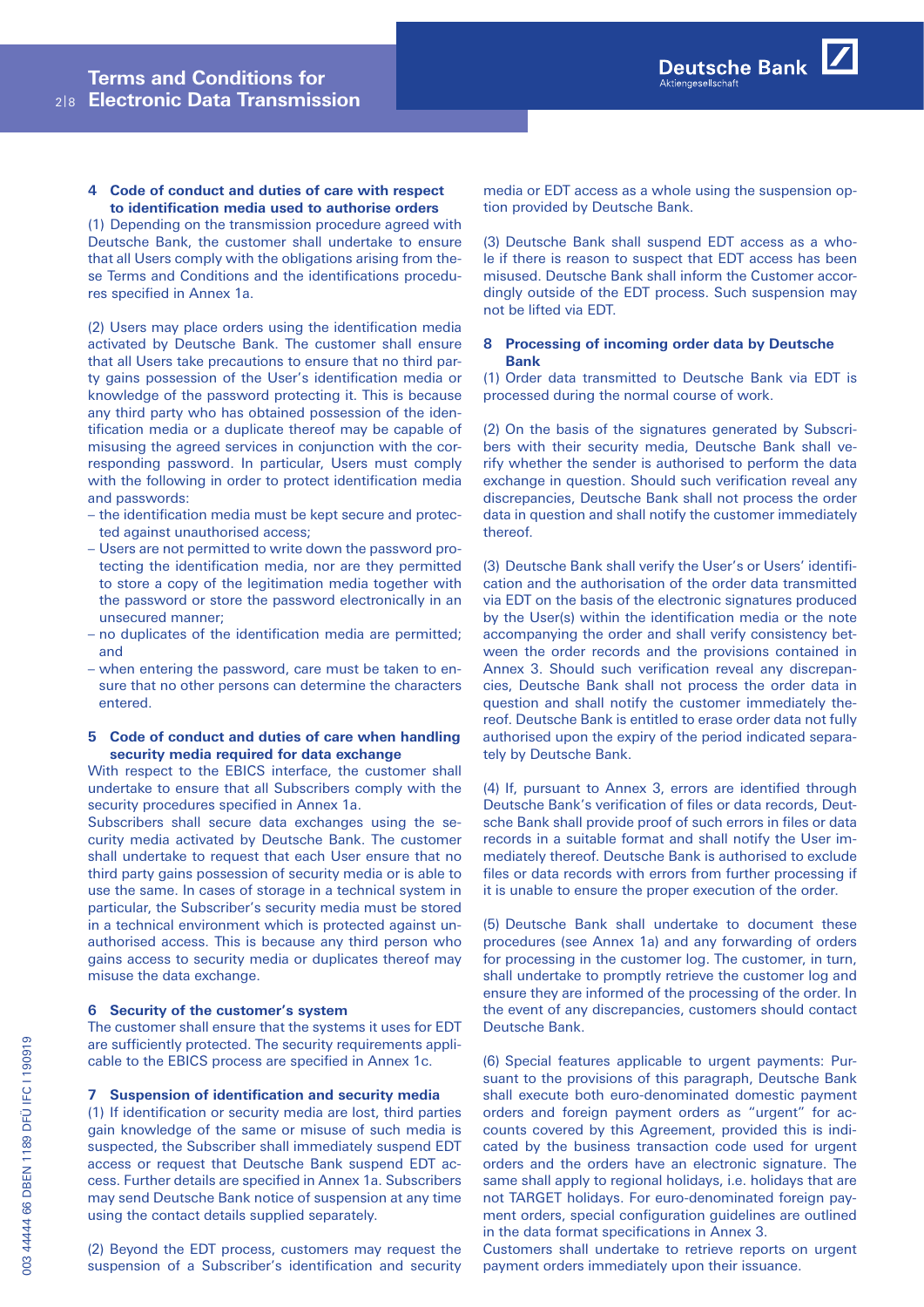## 4 Code of conduct and duties of care with respect to identification media used to authorise orders

(1) Depending on the transmission procedure agreed with Deutsche Bank, the customer shall undertake to ensure that all Users comply with the obligations arising from these Terms and Conditions and the identifications procedures specified in Annex 1a.

(2) Users may place orders using the identification media activated by Deutsche Bank. The customer shall ensure that all Users take precautions to ensure that no third party gains possession of the User's identification media or knowledge of the password protecting it. This is because any third party who has obtained possession of the identification media or a duplicate thereof may be capable of misusing the agreed services in conjunction with the corresponding password. In particular, Users must comply with the following in order to protect identification media and passwords:

- the identification media must be kept secure and protected against unauthorised access;
- Users are not permitted to write down the password protecting the identification media, nor are they permitted to store a copy of the legitimation media together with the password or store the password electronically in an unsecured manner;
- no duplicates of the identification media are permitted; and
- when entering the password, care must be taken to ensure that no other persons can determine the characters entered.

## 5 Code of conduct and duties of care when handling security media required for data exchange

With respect to the EBICS interface, the customer shall undertake to ensure that all Subscribers comply with the security procedures specified in Annex 1a.

Subscribers shall secure data exchanges using the security media activated by Deutsche Bank. The customer shall undertake to request that each User ensure that no third party gains possession of security media or is able to use the same. In cases of storage in a technical system in particular, the Subscriber's security media must be stored in a technical environment which is protected against unauthorised access. This is because any third person who gains access to security media or duplicates thereof may misuse the data exchange.

## 6 Security of the customer's system

The customer shall ensure that the systems it uses for EDT are sufficiently protected. The security requirements applicable to the EBICS process are specified in Annex 1c.

## 7 Suspension of identification and security media

(1) If identification or security media are lost, third parties gain knowledge of the same or misuse of such media is suspected, the Subscriber shall immediately suspend EDT access or request that Deutsche Bank suspend EDT access. Further details are specified in Annex 1a. Subscribers may send Deutsche Bank notice of suspension at any time using the contact details supplied separately.

(2) Beyond the EDT process, customers may request the suspension of a Subscriber's identification and security media or EDT access as a whole using the suspension option provided by Deutsche Bank.

(3) Deutsche Bank shall suspend EDT access as a whole if there is reason to suspect that EDT access has been misused. Deutsche Bank shall inform the Customer accordingly outside of the EDT process. Such suspension may not be lifted via EDT.

## 8 Processing of incoming order data by Deutsche Bank

(1) Order data transmitted to Deutsche Bank via EDT is processed during the normal course of work.

(2) On the basis of the signatures generated by Subscribers with their security media, Deutsche Bank shall verify whether the sender is authorised to perform the data exchange in question. Should such verification reveal any discrepancies, Deutsche Bank shall not process the order data in question and shall notify the customer immediately thereof.

(3) Deutsche Bank shall verify the User's or Users' identification and the authorisation of the order data transmitted via EDT on the basis of the electronic signatures produced by the User(s) within the identification media or the note accompanying the order and shall verify consistency between the order records and the provisions contained in Annex 3. Should such verification reveal any discrepancies, Deutsche Bank shall not process the order data in question and shall notify the customer immediately thereof. Deutsche Bank is entitled to erase order data not fully authorised upon the expiry of the period indicated separately by Deutsche Bank.

(4) If, pursuant to Annex 3, errors are identified through Deutsche Bank's verification of files or data records, Deutsche Bank shall provide proof of such errors in files or data records in a suitable format and shall notify the User immediately thereof. Deutsche Bank is authorised to exclude files or data records with errors from further processing if it is unable to ensure the proper execution of the order.

(5) Deutsche Bank shall undertake to document these procedures (see Annex 1a) and any forwarding of orders for processing in the customer log. The customer, in turn, shall undertake to promptly retrieve the customer log and ensure they are informed of the processing of the order. In the event of any discrepancies, customers should contact Deutsche Bank.

(6) Special features applicable to urgent payments: Pursuant to the provisions of this paragraph, Deutsche Bank shall execute both euro-denominated domestic payment orders and foreign payment orders as "urgent" for accounts covered by this Agreement, provided this is indicated by the business transaction code used for urgent orders and the orders have an electronic signature. The same shall apply to regional holidays, i.e. holidays that are not TARGET holidays. For euro-denominated foreign payment orders, special configuration guidelines are outlined in the data format specifications in Annex 3.

Customers shall undertake to retrieve reports on urgent payment orders immediately upon their issuance.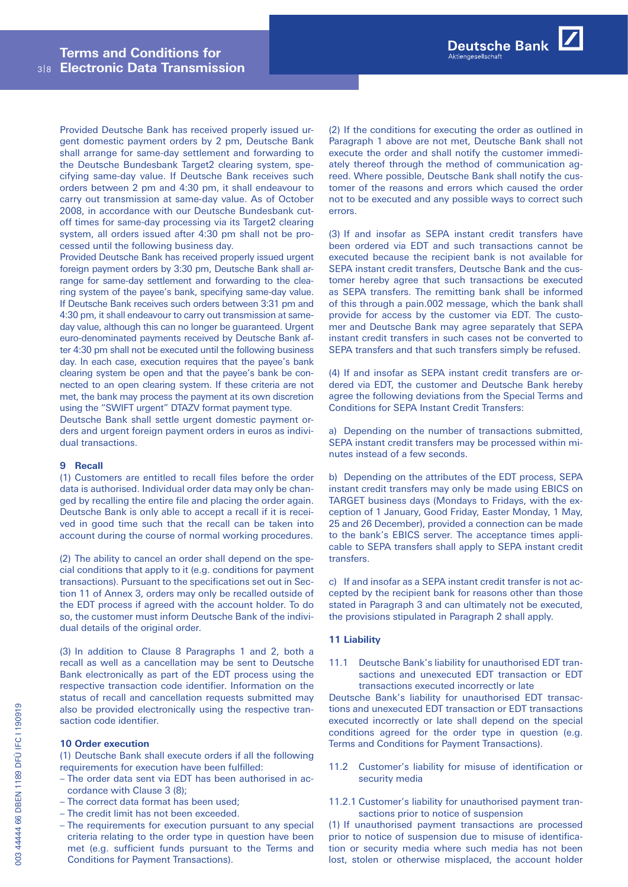Provided Deutsche Bank has received properly issued urgent domestic payment orders by 2 pm, Deutsche Bank shall arrange for same-day settlement and forwarding to the Deutsche Bundesbank Target2 clearing system, specifying same-day value. If Deutsche Bank receives such orders between 2 pm and 4:30 pm, it shall endeavour to carry out transmission at same-day value. As of October 2008, in accordance with our Deutsche Bundesbank cut-off times for same-day processing via its Target2 clearing system, all orders issued after 4:30 pm shall not be processed until the following business day.
Provided Deutsche Bank has received properly issued urgent foreign payment orders by 3:30 pm, Deutsche Bank shall arrange for same-day settlement and forwarding to the clearing system of the payee's bank, specifying same-day value. If Deutsche Bank receives such orders between 3:31 pm and 4:30 pm, it shall endeavour to carry out transmission at same-day value, although this can no longer be guaranteed. Urgent euro-denominated payments received by Deutsche Bank after 4:30 pm shall not be executed until the following business day. In each case, execution requires that the payee's bank clearing system be open and that the payee's bank be connected to an open clearing system. If these criteria are not met, the bank may process the payment at its own discretion using the "SWIFT urgent" DTAZV format payment type.
Deutsche Bank shall settle urgent domestic payment orders and urgent foreign payment orders in euros as individual transactions.

## 9 Recall

(1) Customers are entitled to recall files before the order data is authorised. Individual order data may only be changed by recalling the entire file and placing the order again. Deutsche Bank is only able to accept a recall if it is received in good time such that the recall can be taken into account during the course of normal working procedures.

(2) The ability to cancel an order shall depend on the special conditions that apply to it (e.g. conditions for payment transactions). Pursuant to the specifications set out in Section 11 of Annex 3, orders may only be recalled outside of the EDT process if agreed with the account holder. To do so, the customer must inform Deutsche Bank of the individual details of the original order.

(3) In addition to Clause 8 Paragraphs 1 and 2, both a recall as well as a cancellation may be sent to Deutsche Bank electronically as part of the EDT process using the respective transaction code identifier. Information on the status of recall and cancellation requests submitted may also be provided electronically using the respective transaction code identifier.

## 10 Order execution

(1) Deutsche Bank shall execute orders if all the following requirements for execution have been fulfilled:

- The order data sent via EDT has been authorised in accordance with Clause 3 (8);
- The correct data format has been used;
- The credit limit has not been exceeded.
- The requirements for execution pursuant to any special criteria relating to the order type in question have been met (e.g. sufficient funds pursuant to the Terms and Conditions for Payment Transactions).

(2) If the conditions for executing the order as outlined in Paragraph 1 above are not met, Deutsche Bank shall not execute the order and shall notify the customer immediately thereof through the method of communication agreed. Where possible, Deutsche Bank shall notify the customer of the reasons and errors which caused the order not to be executed and any possible ways to correct such errors.

(3) If and insofar as SEPA instant credit transfers have been ordered via EDT and such transactions cannot be executed because the recipient bank is not available for SEPA instant credit transfers, Deutsche Bank and the customer hereby agree that such transactions be executed as SEPA transfers. The remitting bank shall be informed of this through a pain.002 message, which the bank shall provide for access by the customer via EDT. The customer and Deutsche Bank may agree separately that SEPA instant credit transfers in such cases not be converted to SEPA transfers and that such transfers simply be refused.

(4) If and insofar as SEPA instant credit transfers are ordered via EDT, the customer and Deutsche Bank hereby agree the following deviations from the Special Terms and Conditions for SEPA Instant Credit Transfers:

a) Depending on the number of transactions submitted, SEPA instant credit transfers may be processed within minutes instead of a few seconds.

b) Depending on the attributes of the EDT process, SEPA instant credit transfers may only be made using EBICS on TARGET business days (Mondays to Fridays, with the exception of 1 January, Good Friday, Easter Monday, 1 May, 25 and 26 December), provided a connection can be made to the bank's EBICS server. The acceptance times applicable to SEPA transfers shall apply to SEPA instant credit transfers.

c) If and insofar as a SEPA instant credit transfer is not accepted by the recipient bank for reasons other than those stated in Paragraph 3 and can ultimately not be executed, the provisions stipulated in Paragraph 2 shall apply.

## 11 Liability

### 11.1 Deutsche Bank's liability for unauthorised EDT transactions and unexecuted EDT transaction or EDT transactions executed incorrectly or late

Deutsche Bank's liability for unauthorised EDT transactions and unexecuted EDT transaction or EDT transactions executed incorrectly or late shall depend on the special conditions agreed for the order type in question (e.g. Terms and Conditions for Payment Transactions).

### 11.2 Customer's liability for misuse of identification or security media

#### 11.2.1 Customer's liability for unauthorised payment transactions prior to notice of suspension

(1) If unauthorised payment transactions are processed prior to notice of suspension due to misuse of identification or security media where such media has not been lost, stolen or otherwise misplaced, the account holder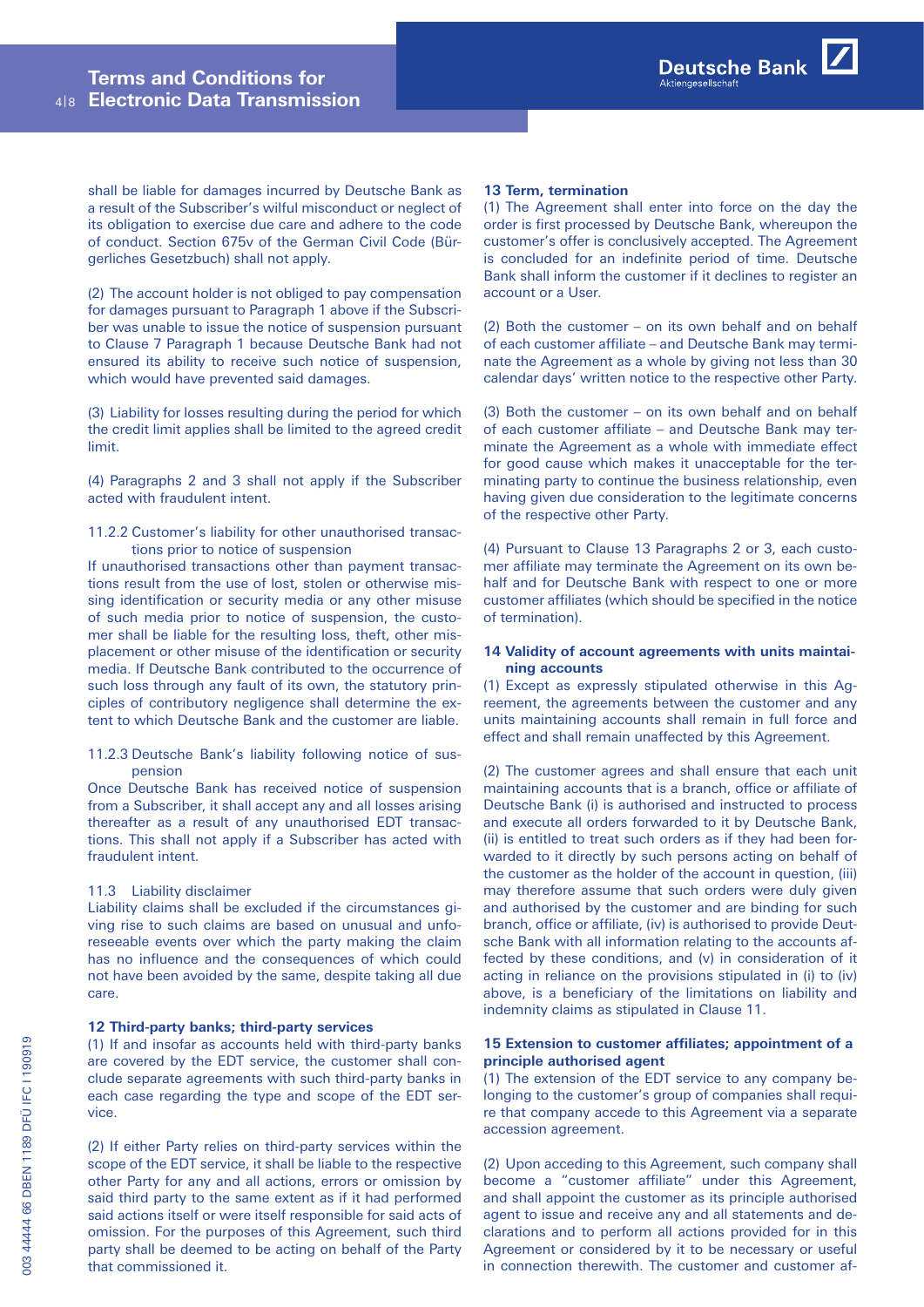shall be liable for damages incurred by Deutsche Bank as a result of the Subscriber's wilful misconduct or neglect of its obligation to exercise due care and adhere to the code of conduct. Section 675v of the German Civil Code (Bürgerliches Gesetzbuch) shall not apply.

(2) The account holder is not obliged to pay compensation for damages pursuant to Paragraph 1 above if the Subscriber was unable to issue the notice of suspension pursuant to Clause 7 Paragraph 1 because Deutsche Bank had not ensured its ability to receive such notice of suspension, which would have prevented said damages.

(3) Liability for losses resulting during the period for which the credit limit applies shall be limited to the agreed credit limit.

(4) Paragraphs 2 and 3 shall not apply if the Subscriber acted with fraudulent intent.

11.2.2 Customer's liability for other unauthorised transactions prior to notice of suspension

If unauthorised transactions other than payment transactions result from the use of lost, stolen or otherwise missing identification or security media or any other misuse of such media prior to notice of suspension, the customer shall be liable for the resulting loss, theft, other misplacement or other misuse of the identification or security media. If Deutsche Bank contributed to the occurrence of such loss through any fault of its own, the statutory principles of contributory negligence shall determine the extent to which Deutsche Bank and the customer are liable.

11.2.3 Deutsche Bank's liability following notice of suspension

Once Deutsche Bank has received notice of suspension from a Subscriber, it shall accept any and all losses arising thereafter as a result of any unauthorised EDT transactions. This shall not apply if a Subscriber has acted with fraudulent intent.

11.3 Liability disclaimer

Liability claims shall be excluded if the circumstances giving rise to such claims are based on unusual and unforeseeable events over which the party making the claim has no influence and the consequences of which could not have been avoided by the same, despite taking all due care.

**12 Third-party banks; third-party services**

(1) If and insofar as accounts held with third-party banks are covered by the EDT service, the customer shall conclude separate agreements with such third-party banks in each case regarding the type and scope of the EDT service.

(2) If either Party relies on third-party services within the scope of the EDT service, it shall be liable to the respective other Party for any and all actions, errors or omission by said third party to the same extent as if it had performed said actions itself or were itself responsible for said acts of omission. For the purposes of this Agreement, such third party shall be deemed to be acting on behalf of the Party that commissioned it.

**13 Term, termination**

(1) The Agreement shall enter into force on the day the order is first processed by Deutsche Bank, whereupon the customer's offer is conclusively accepted. The Agreement is concluded for an indefinite period of time. Deutsche Bank shall inform the customer if it declines to register an account or a User.

(2) Both the customer – on its own behalf and on behalf of each customer affiliate – and Deutsche Bank may terminate the Agreement as a whole by giving not less than 30 calendar days' written notice to the respective other Party.

(3) Both the customer – on its own behalf and on behalf of each customer affiliate – and Deutsche Bank may terminate the Agreement as a whole with immediate effect for good cause which makes it unacceptable for the terminating party to continue the business relationship, even having given due consideration to the legitimate concerns of the respective other Party.

(4) Pursuant to Clause 13 Paragraphs 2 or 3, each customer affiliate may terminate the Agreement on its own behalf and for Deutsche Bank with respect to one or more customer affiliates (which should be specified in the notice of termination).

**14 Validity of account agreements with units maintaining accounts**

(1) Except as expressly stipulated otherwise in this Agreement, the agreements between the customer and any units maintaining accounts shall remain in full force and effect and shall remain unaffected by this Agreement.

(2) The customer agrees and shall ensure that each unit maintaining accounts that is a branch, office or affiliate of Deutsche Bank (i) is authorised and instructed to process and execute all orders forwarded to it by Deutsche Bank, (ii) is entitled to treat such orders as if they had been forwarded to it directly by such persons acting on behalf of the customer as the holder of the account in question, (iii) may therefore assume that such orders were duly given and authorised by the customer and are binding for such branch, office or affiliate, (iv) is authorised to provide Deutsche Bank with all information relating to the accounts affected by these conditions, and (v) in consideration of it acting in reliance on the provisions stipulated in (i) to (iv) above, is a beneficiary of the limitations on liability and indemnity claims as stipulated in Clause 11.

**15 Extension to customer affiliates; appointment of a principle authorised agent**

(1) The extension of the EDT service to any company belonging to the customer's group of companies shall require that company accede to this Agreement via a separate accession agreement.

(2) Upon acceding to this Agreement, such company shall become a "customer affiliate" under this Agreement, and shall appoint the customer as its principle authorised agent to issue and receive any and all statements and declarations and to perform all actions provided for in this Agreement or considered by it to be necessary or useful in connection therewith. The customer and customer af-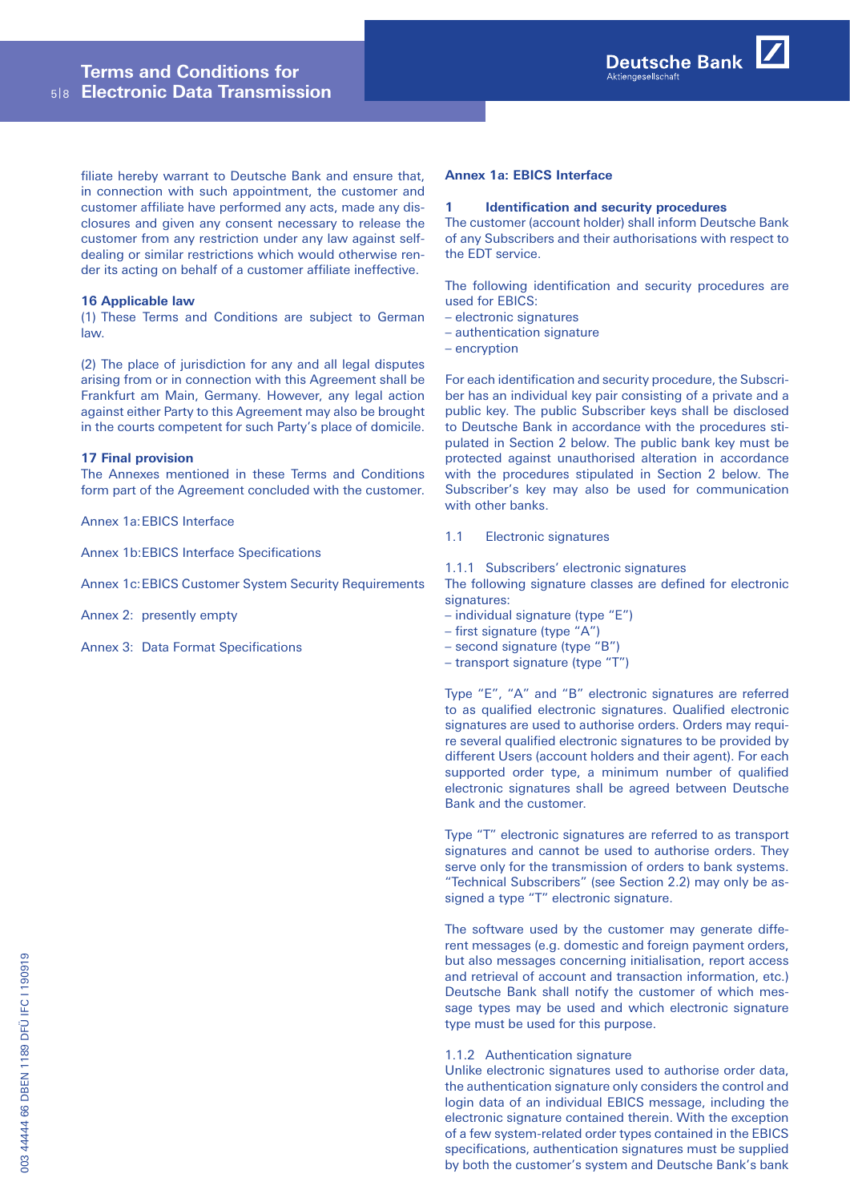filiate hereby warrant to Deutsche Bank and ensure that, in connection with such appointment, the customer and customer affiliate have performed any acts, made any disclosures and given any consent necessary to release the customer from any restriction under any law against self-dealing or similar restrictions which would otherwise render its acting on behalf of a customer affiliate ineffective.

**16 Applicable law**

(1) These Terms and Conditions are subject to German law.

(2) The place of jurisdiction for any and all legal disputes arising from or in connection with this Agreement shall be Frankfurt am Main, Germany. However, any legal action against either Party to this Agreement may also be brought in the courts competent for such Party's place of domicile.

**17 Final provision**

The Annexes mentioned in these Terms and Conditions form part of the Agreement concluded with the customer.

Annex 1a: EBICS Interface

Annex 1b: EBICS Interface Specifications

Annex 1c: EBICS Customer System Security Requirements

Annex 2: presently empty

Annex 3: Data Format Specifications

## Annex 1a: EBICS Interface

### 1 Identification and security procedures

The customer (account holder) shall inform Deutsche Bank of any Subscribers and their authorisations with respect to the EDT service.

The following identification and security procedures are used for EBICS:

- electronic signatures
- authentication signature
- encryption

For each identification and security procedure, the Subscriber has an individual key pair consisting of a private and a public key. The public Subscriber keys shall be disclosed to Deutsche Bank in accordance with the procedures stipulated in Section 2 below. The public bank key must be protected against unauthorised alteration in accordance with the procedures stipulated in Section 2 below. The Subscriber's key may also be used for communication with other banks.

#### 1.1 Electronic signatures

##### 1.1.1 Subscribers' electronic signatures

The following signature classes are defined for electronic signatures:

- individual signature (type "E")
- first signature (type "A")
- second signature (type "B")
- transport signature (type "T")

Type "E", "A" and "B" electronic signatures are referred to as qualified electronic signatures. Qualified electronic signatures are used to authorise orders. Orders may require several qualified electronic signatures to be provided by different Users (account holders and their agent). For each supported order type, a minimum number of qualified electronic signatures shall be agreed between Deutsche Bank and the customer.

Type "T" electronic signatures are referred to as transport signatures and cannot be used to authorise orders. They serve only for the transmission of orders to bank systems. "Technical Subscribers" (see Section 2.2) may only be assigned a type "T" electronic signature.

The software used by the customer may generate different messages (e.g. domestic and foreign payment orders, but also messages concerning initialisation, report access and retrieval of account and transaction information, etc.) Deutsche Bank shall notify the customer of which message types may be used and which electronic signature type must be used for this purpose.

##### 1.1.2 Authentication signature

Unlike electronic signatures used to authorise order data, the authentication signature only considers the control and login data of an individual EBICS message, including the electronic signature contained therein. With the exception of a few system-related order types contained in the EBICS specifications, authentication signatures must be supplied by both the customer's system and Deutsche Bank's bank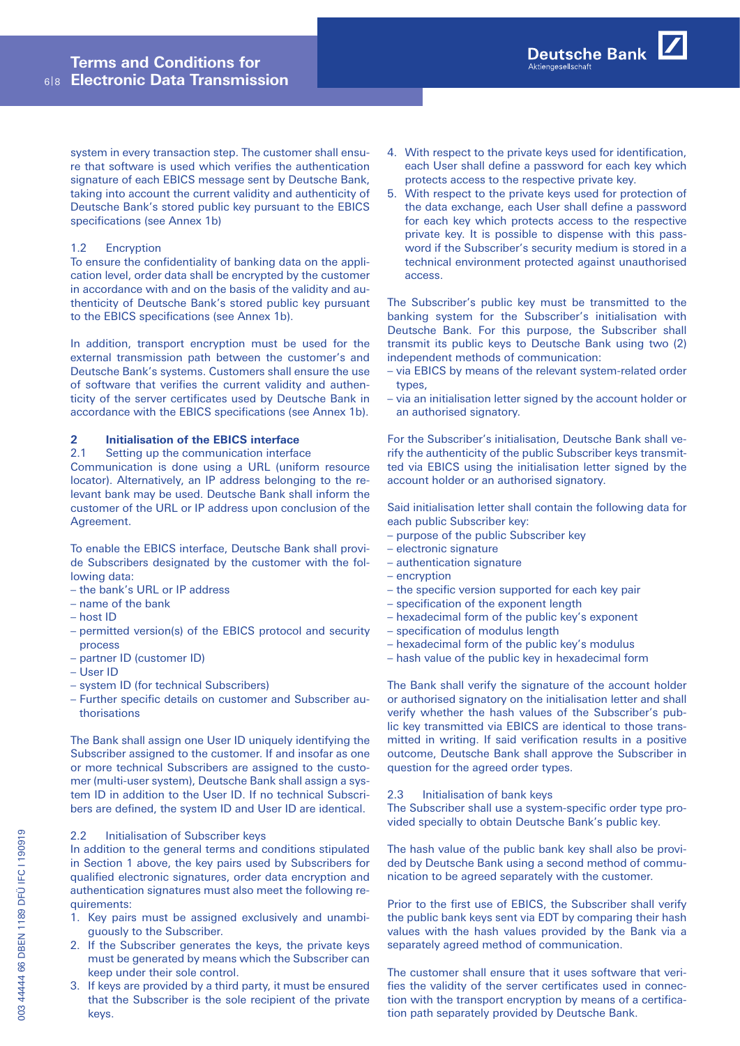system in every transaction step. The customer shall ensure that software is used which verifies the authentication signature of each EBICS message sent by Deutsche Bank, taking into account the current validity and authenticity of Deutsche Bank's stored public key pursuant to the EBICS specifications (see Annex 1b)

### 1.2 Encryption

To ensure the confidentiality of banking data on the application level, order data shall be encrypted by the customer in accordance with and on the basis of the validity and authenticity of Deutsche Bank's stored public key pursuant to the EBICS specifications (see Annex 1b).

In addition, transport encryption must be used for the external transmission path between the customer's and Deutsche Bank's systems. Customers shall ensure the use of software that verifies the current validity and authenticity of the server certificates used by Deutsche Bank in accordance with the EBICS specifications (see Annex 1b).

## 2 Initialisation of the EBICS interface

### 2.1 Setting up the communication interface

Communication is done using a URL (uniform resource locator). Alternatively, an IP address belonging to the relevant bank may be used. Deutsche Bank shall inform the customer of the URL or IP address upon conclusion of the Agreement.

To enable the EBICS interface, Deutsche Bank shall provide Subscribers designated by the customer with the following data:

- the bank's URL or IP address
- name of the bank
- host ID
- permitted version(s) of the EBICS protocol and security process
- partner ID (customer ID)
- User ID
- system ID (for technical Subscribers)
- Further specific details on customer and Subscriber authorisations

The Bank shall assign one User ID uniquely identifying the Subscriber assigned to the customer. If and insofar as one or more technical Subscribers are assigned to the customer (multi-user system), Deutsche Bank shall assign a system ID in addition to the User ID. If no technical Subscribers are defined, the system ID and User ID are identical.

### 2.2 Initialisation of Subscriber keys

In addition to the general terms and conditions stipulated in Section 1 above, the key pairs used by Subscribers for qualified electronic signatures, order data encryption and authentication signatures must also meet the following requirements:

1. Key pairs must be assigned exclusively and unambiguously to the Subscriber.
2. If the Subscriber generates the keys, the private keys must be generated by means which the Subscriber can keep under their sole control.
3. If keys are provided by a third party, it must be ensured that the Subscriber is the sole recipient of the private keys.
4. With respect to the private keys used for identification, each User shall define a password for each key which protects access to the respective private key.
5. With respect to the private keys used for protection of the data exchange, each User shall define a password for each key which protects access to the respective private key. It is possible to dispense with this password if the Subscriber's security medium is stored in a technical environment protected against unauthorised access.

The Subscriber's public key must be transmitted to the banking system for the Subscriber's initialisation with Deutsche Bank. For this purpose, the Subscriber shall transmit its public keys to Deutsche Bank using two (2) independent methods of communication:

- via EBICS by means of the relevant system-related order types,
- via an initialisation letter signed by the account holder or an authorised signatory.

For the Subscriber's initialisation, Deutsche Bank shall verify the authenticity of the public Subscriber keys transmitted via EBICS using the initialisation letter signed by the account holder or an authorised signatory.

Said initialisation letter shall contain the following data for each public Subscriber key:

- purpose of the public Subscriber key
- electronic signature
- authentication signature
- encryption
- the specific version supported for each key pair
- specification of the exponent length
- hexadecimal form of the public key's exponent
- specification of modulus length
- hexadecimal form of the public key's modulus
- hash value of the public key in hexadecimal form

The Bank shall verify the signature of the account holder or authorised signatory on the initialisation letter and shall verify whether the hash values of the Subscriber's public key transmitted via EBICS are identical to those transmitted in writing. If said verification results in a positive outcome, Deutsche Bank shall approve the Subscriber in question for the agreed order types.

### 2.3 Initialisation of bank keys

The Subscriber shall use a system-specific order type provided specially to obtain Deutsche Bank's public key.

The hash value of the public bank key shall also be provided by Deutsche Bank using a second method of communication to be agreed separately with the customer.

Prior to the first use of EBICS, the Subscriber shall verify the public bank keys sent via EDT by comparing their hash values with the hash values provided by the Bank via a separately agreed method of communication.

The customer shall ensure that it uses software that verifies the validity of the server certificates used in connection with the transport encryption by means of a certification path separately provided by Deutsche Bank.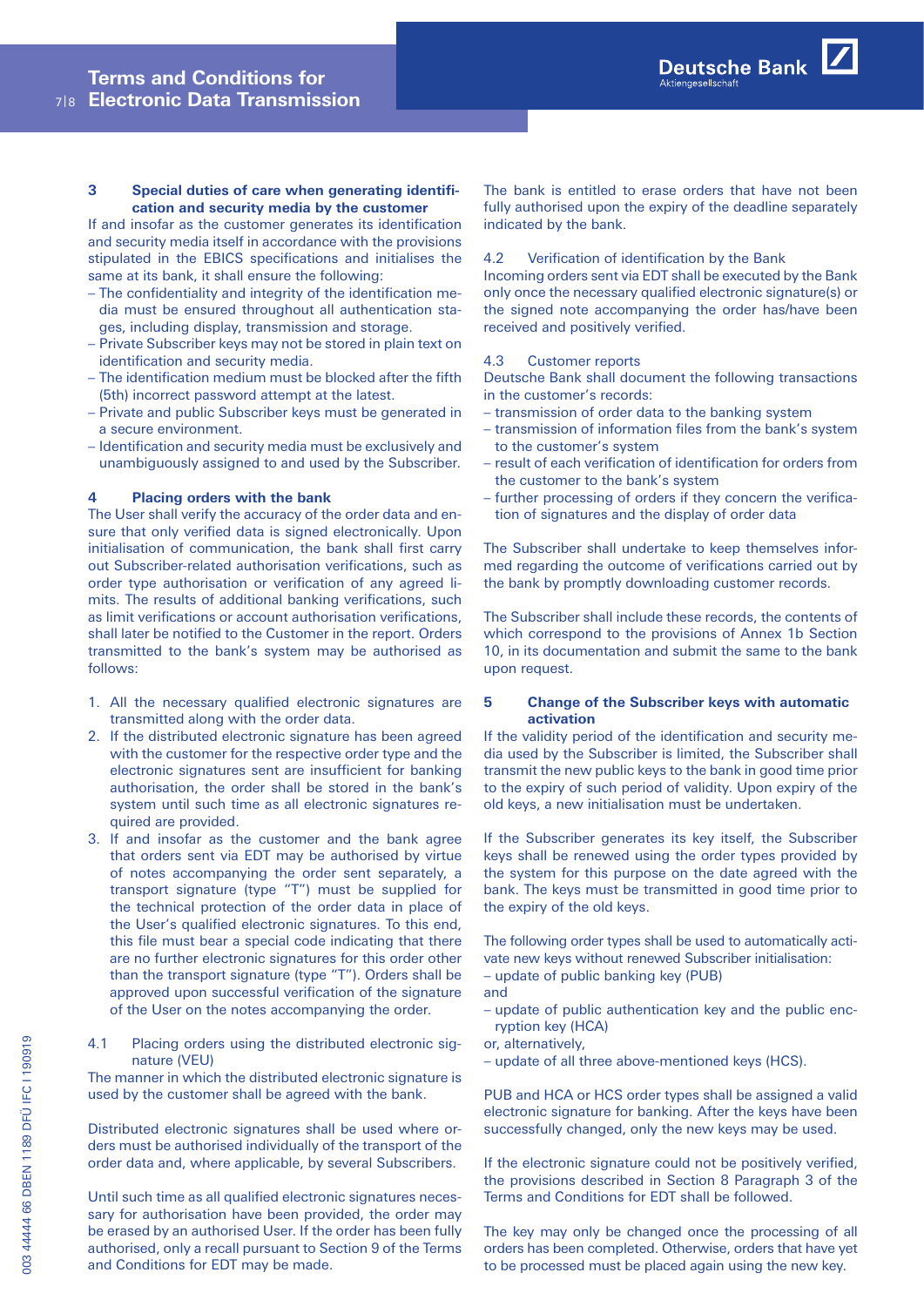### 3 Special duties of care when generating identification and security media by the customer

If and insofar as the customer generates its identification and security media itself in accordance with the provisions stipulated in the EBICS specifications and initialises the same at its bank, it shall ensure the following:

- The confidentiality and integrity of the identification media must be ensured throughout all authentication stages, including display, transmission and storage.
- Private Subscriber keys may not be stored in plain text on identification and security media.
- The identification medium must be blocked after the fifth (5th) incorrect password attempt at the latest.
- Private and public Subscriber keys must be generated in a secure environment.
- Identification and security media must be exclusively and unambiguously assigned to and used by the Subscriber.

### 4 Placing orders with the bank

The User shall verify the accuracy of the order data and ensure that only verified data is signed electronically. Upon initialisation of communication, the bank shall first carry out Subscriber-related authorisation verifications, such as order type authorisation or verification of any agreed limits. The results of additional banking verifications, such as limit verifications or account authorisation verifications, shall later be notified to the Customer in the report. Orders transmitted to the bank's system may be authorised as follows:

1. All the necessary qualified electronic signatures are transmitted along with the order data.
2. If the distributed electronic signature has been agreed with the customer for the respective order type and the electronic signatures sent are insufficient for banking authorisation, the order shall be stored in the bank's system until such time as all electronic signatures required are provided.
3. If and insofar as the customer and the bank agree that orders sent via EDT may be authorised by virtue of notes accompanying the order sent separately, a transport signature (type "T") must be supplied for the technical protection of the order data in place of the User's qualified electronic signatures. To this end, this file must bear a special code indicating that there are no further electronic signatures for this order other than the transport signature (type "T"). Orders shall be approved upon successful verification of the signature of the User on the notes accompanying the order.

#### 4.1 Placing orders using the distributed electronic signature (VEU)

The manner in which the distributed electronic signature is used by the customer shall be agreed with the bank.

Distributed electronic signatures shall be used where orders must be authorised individually of the transport of the order data and, where applicable, by several Subscribers.

Until such time as all qualified electronic signatures necessary for authorisation have been provided, the order may be erased by an authorised User. If the order has been fully authorised, only a recall pursuant to Section 9 of the Terms and Conditions for EDT may be made.

The bank is entitled to erase orders that have not been fully authorised upon the expiry of the deadline separately indicated by the bank.

#### 4.2 Verification of identification by the Bank

Incoming orders sent via EDT shall be executed by the Bank only once the necessary qualified electronic signature(s) or the signed note accompanying the order has/have been received and positively verified.

#### 4.3 Customer reports

Deutsche Bank shall document the following transactions in the customer's records:

- transmission of order data to the banking system
- transmission of information files from the bank's system to the customer's system
- result of each verification of identification for orders from the customer to the bank's system
- further processing of orders if they concern the verification of signatures and the display of order data

The Subscriber shall undertake to keep themselves informed regarding the outcome of verifications carried out by the bank by promptly downloading customer records.

The Subscriber shall include these records, the contents of which correspond to the provisions of Annex 1b Section 10, in its documentation and submit the same to the bank upon request.

### 5 Change of the Subscriber keys with automatic activation

If the validity period of the identification and security media used by the Subscriber is limited, the Subscriber shall transmit the new public keys to the bank in good time prior to the expiry of such period of validity. Upon expiry of the old keys, a new initialisation must be undertaken.

If the Subscriber generates its key itself, the Subscriber keys shall be renewed using the order types provided by the system for this purpose on the date agreed with the bank. The keys must be transmitted in good time prior to the expiry of the old keys.

The following order types shall be used to automatically activate new keys without renewed Subscriber initialisation:

- update of public banking key (PUB)

and

- update of public authentication key and the public encryption key (HCA)

or, alternatively,

- update of all three above-mentioned keys (HCS).

PUB and HCA or HCS order types shall be assigned a valid electronic signature for banking. After the keys have been successfully changed, only the new keys may be used.

If the electronic signature could not be positively verified, the provisions described in Section 8 Paragraph 3 of the Terms and Conditions for EDT shall be followed.

The key may only be changed once the processing of all orders has been completed. Otherwise, orders that have yet to be processed must be placed again using the new key.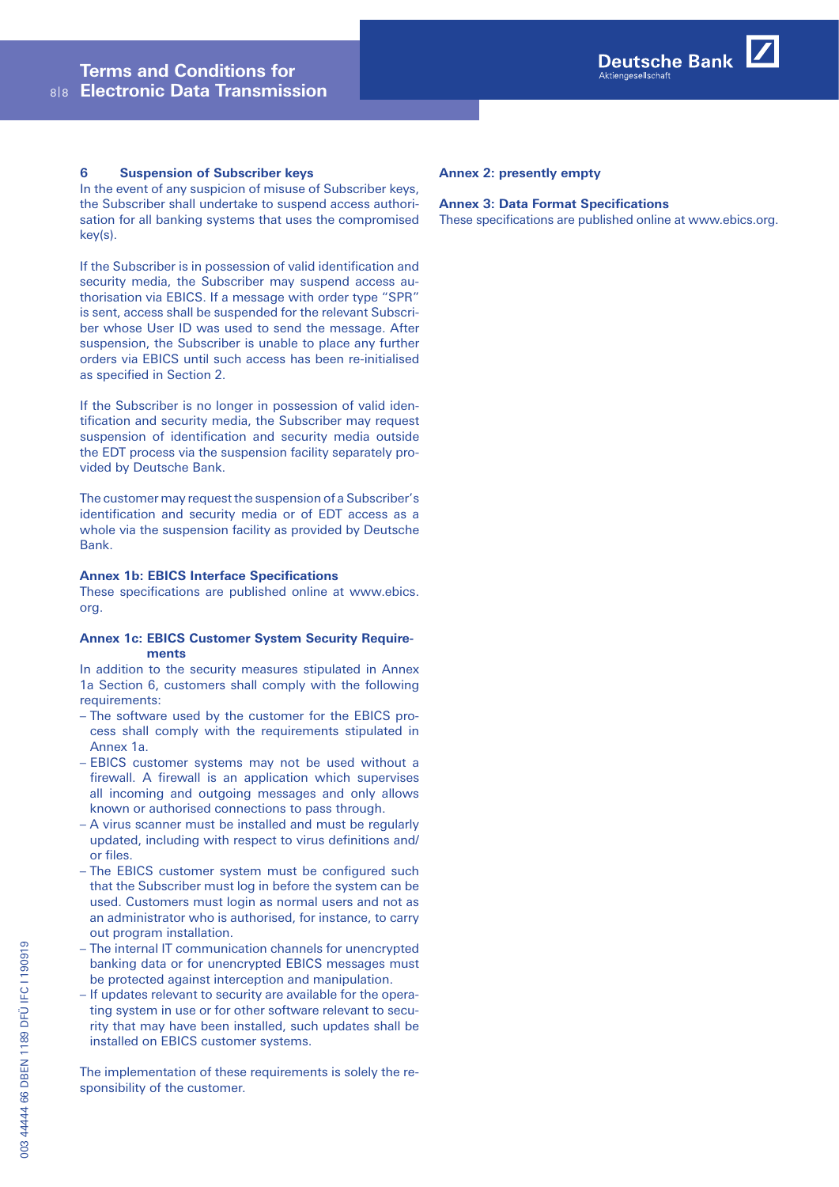## 6 Suspension of Subscriber keys

In the event of any suspicion of misuse of Subscriber keys, the Subscriber shall undertake to suspend access authorisation for all banking systems that uses the compromised key(s).

If the Subscriber is in possession of valid identification and security media, the Subscriber may suspend access authorisation via EBICS. If a message with order type "SPR" is sent, access shall be suspended for the relevant Subscriber whose User ID was used to send the message. After suspension, the Subscriber is unable to place any further orders via EBICS until such access has been re-initialised as specified in Section 2.

If the Subscriber is no longer in possession of valid identification and security media, the Subscriber may request suspension of identification and security media outside the EDT process via the suspension facility separately provided by Deutsche Bank.

The customer may request the suspension of a Subscriber's identification and security media or of EDT access as a whole via the suspension facility as provided by Deutsche Bank.

## Annex 1b: EBICS Interface Specifications

These specifications are published online at www.ebics.org.

## Annex 1c: EBICS Customer System Security Requirements

In addition to the security measures stipulated in Annex 1a Section 6, customers shall comply with the following requirements:

- The software used by the customer for the EBICS process shall comply with the requirements stipulated in Annex 1a.
- EBICS customer systems may not be used without a firewall. A firewall is an application which supervises all incoming and outgoing messages and only allows known or authorised connections to pass through.
- A virus scanner must be installed and must be regularly updated, including with respect to virus definitions and/or files.
- The EBICS customer system must be configured such that the Subscriber must log in before the system can be used. Customers must login as normal users and not as an administrator who is authorised, for instance, to carry out program installation.
- The internal IT communication channels for unencrypted banking data or for unencrypted EBICS messages must be protected against interception and manipulation.
- If updates relevant to security are available for the operating system in use or for other software relevant to security that may have been installed, such updates shall be installed on EBICS customer systems.

The implementation of these requirements is solely the responsibility of the customer.

## Annex 2: presently empty

## Annex 3: Data Format Specifications

These specifications are published online at www.ebics.org.